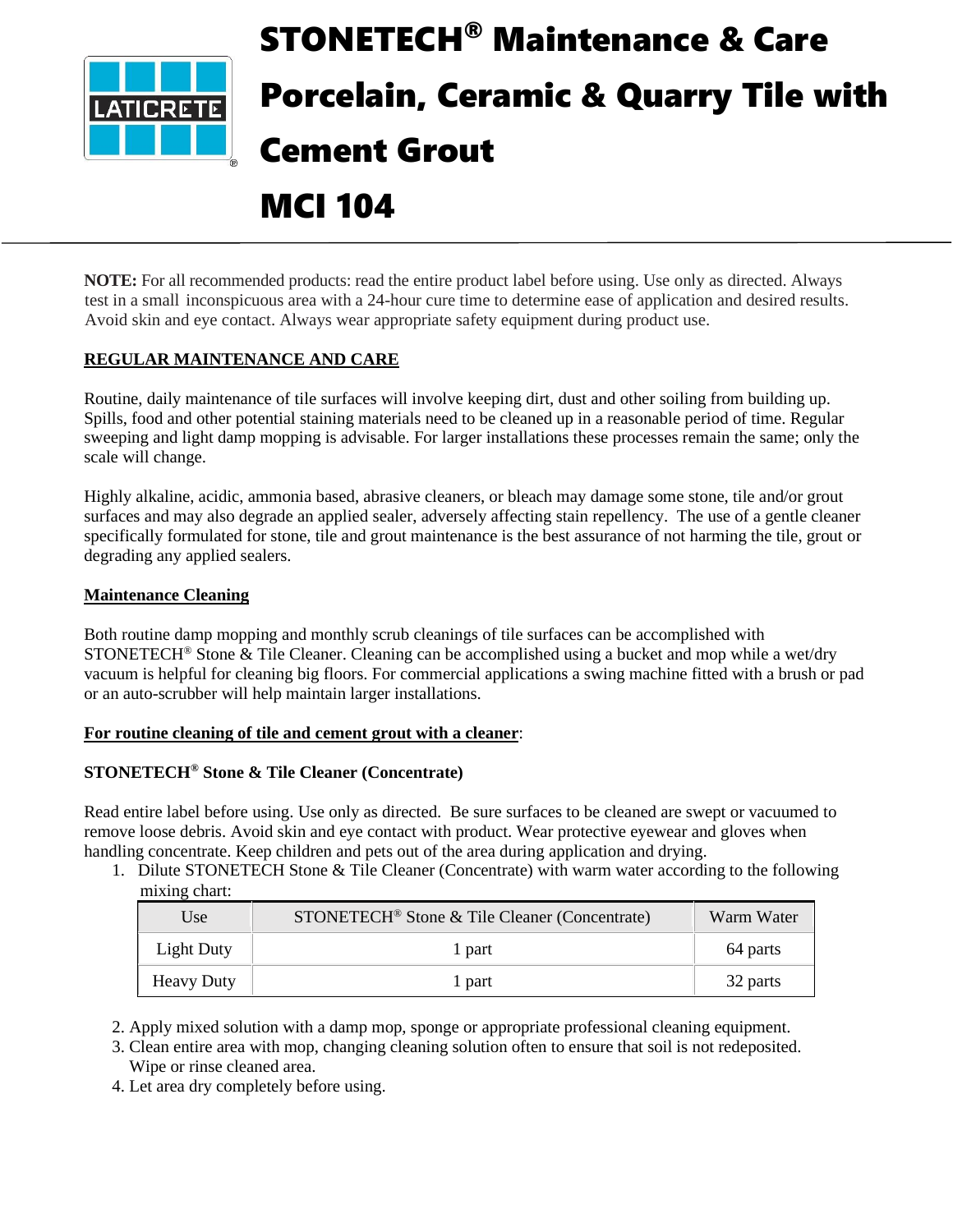# STONETECH® Maintenance & Care Porcelain, Ceramic & Quarry Tile with Cement Grout MCI 104

**NOTE:** For all recommended products: read the entire product label before using. Use only as directed. Always test in a small inconspicuous area with a 24-hour cure time to determine ease of application and desired results. Avoid skin and eye contact. Always wear appropriate safety equipment during product use.

## REGULAR MAINTENANCE AND CARE

Routine, daily maintenance of tile surfaces will involve keeping dirt, dust and other soiling from building up. Spills, food and other potential staining materials need to be cleaned up in a reasonable period of time. Regular sweeping and light damp mopping is advisable. For larger installations these processes remain the same; only the scale will change.

Highly alkaline, acidic, ammonia based, abrasive cleaners, or bleach may damage some stone, tile and/or grout surfaces and may also degrade an applied sealer, adversely affecting stain repellency. The use of a gentle cleaner specifically formulated for stone, tile and grout maintenance is the best assurance of not harming the tile, grout or degrading any applied sealers.

### Maintenance Cleaning

Both routine damp mopping and monthly scrub cleanings of tile surfaces can be accomplished with STONETECH® Stone & Tile Cleaner. Cleaning can be accomplished using a bucket and mop while a wet/dry vacuum is helpful for cleaning big floors. For commercial applications a swing machine fitted with a brush or pad or an auto-scrubber will help maintain larger installations.

### For routine cleaning of tile and cement grout with a cleaner:

**STONETECH® Stone & Tile Cleaner (Concentrate)**

Read entire label before using. Use only as directed. Be sure surfaces to be cleaned are swept or vacuumed to remove loose debris. Avoid skin and eye contact with product. Wear protective eyewear and gloves when handling concentrate. Keep children and pets out of the area during application and drying.

1. Dilute STONETECH Stone & Tile Cleaner (Concentrate) with warm water according to the following mixing chart:

| Use | STONETECH® Stone & Tile Cleaner (Concentrate) | Warm Water |
|---|---|---|
| Light Duty | 1 part | 64 parts |
| Heavy Duty | 1 part | 32 parts |

2. Apply mixed solution with a damp mop, sponge or appropriate professional cleaning equipment.
3. Clean entire area with mop, changing cleaning solution often to ensure that soil is not redeposited. Wipe or rinse cleaned area.
4. Let area dry completely before using.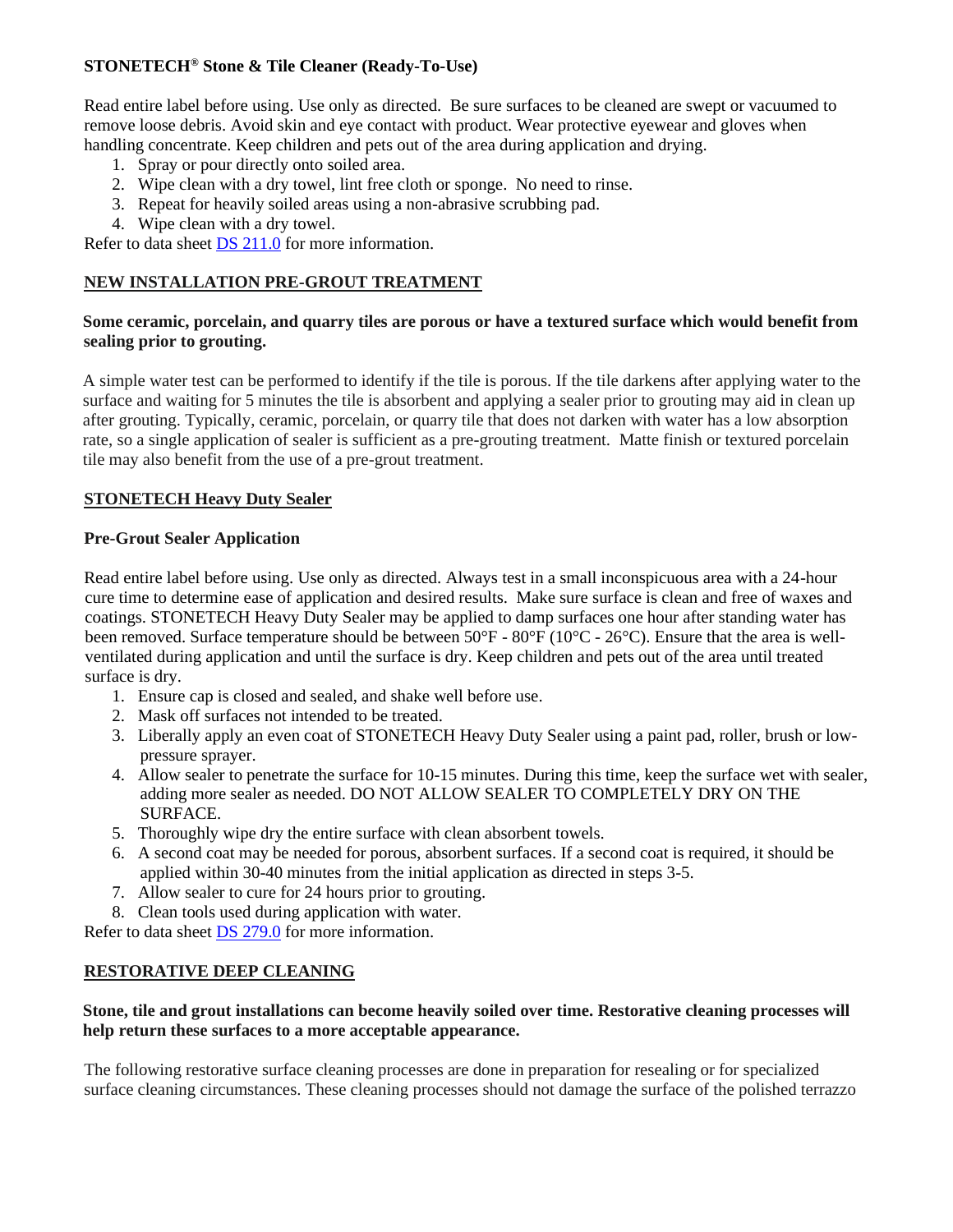**STONETECH® Stone & Tile Cleaner (Ready-To-Use)**

Read entire label before using. Use only as directed. Be sure surfaces to be cleaned are swept or vacuumed to remove loose debris. Avoid skin and eye contact with product. Wear protective eyewear and gloves when handling concentrate. Keep children and pets out of the area during application and drying.

1. Spray or pour directly onto soiled area.
2. Wipe clean with a dry towel, lint free cloth or sponge. No need to rinse.
3. Repeat for heavily soiled areas using a non-abrasive scrubbing pad.
4. Wipe clean with a dry towel.

Refer to data sheet DS 211.0 for more information.

## NEW INSTALLATION PRE-GROUT TREATMENT

**Some ceramic, porcelain, and quarry tiles are porous or have a textured surface which would benefit from sealing prior to grouting.**

A simple water test can be performed to identify if the tile is porous. If the tile darkens after applying water to the surface and waiting for 5 minutes the tile is absorbent and applying a sealer prior to grouting may aid in clean up after grouting. Typically, ceramic, porcelain, or quarry tile that does not darken with water has a low absorption rate, so a single application of sealer is sufficient as a pre-grouting treatment. Matte finish or textured porcelain tile may also benefit from the use of a pre-grout treatment.

### STONETECH Heavy Duty Sealer

**Pre-Grout Sealer Application**

Read entire label before using. Use only as directed. Always test in a small inconspicuous area with a 24-hour cure time to determine ease of application and desired results. Make sure surface is clean and free of waxes and coatings. STONETECH Heavy Duty Sealer may be applied to damp surfaces one hour after standing water has been removed. Surface temperature should be between 50°F - 80°F (10°C - 26°C). Ensure that the area is well-ventilated during application and until the surface is dry. Keep children and pets out of the area until treated surface is dry.

1. Ensure cap is closed and sealed, and shake well before use.
2. Mask off surfaces not intended to be treated.
3. Liberally apply an even coat of STONETECH Heavy Duty Sealer using a paint pad, roller, brush or low-pressure sprayer.
4. Allow sealer to penetrate the surface for 10-15 minutes. During this time, keep the surface wet with sealer, adding more sealer as needed. DO NOT ALLOW SEALER TO COMPLETELY DRY ON THE SURFACE.
5. Thoroughly wipe dry the entire surface with clean absorbent towels.
6. A second coat may be needed for porous, absorbent surfaces. If a second coat is required, it should be applied within 30-40 minutes from the initial application as directed in steps 3-5.
7. Allow sealer to cure for 24 hours prior to grouting.
8. Clean tools used during application with water.

Refer to data sheet DS 279.0 for more information.

## RESTORATIVE DEEP CLEANING

**Stone, tile and grout installations can become heavily soiled over time. Restorative cleaning processes will help return these surfaces to a more acceptable appearance.**

The following restorative surface cleaning processes are done in preparation for resealing or for specialized surface cleaning circumstances. These cleaning processes should not damage the surface of the polished terrazzo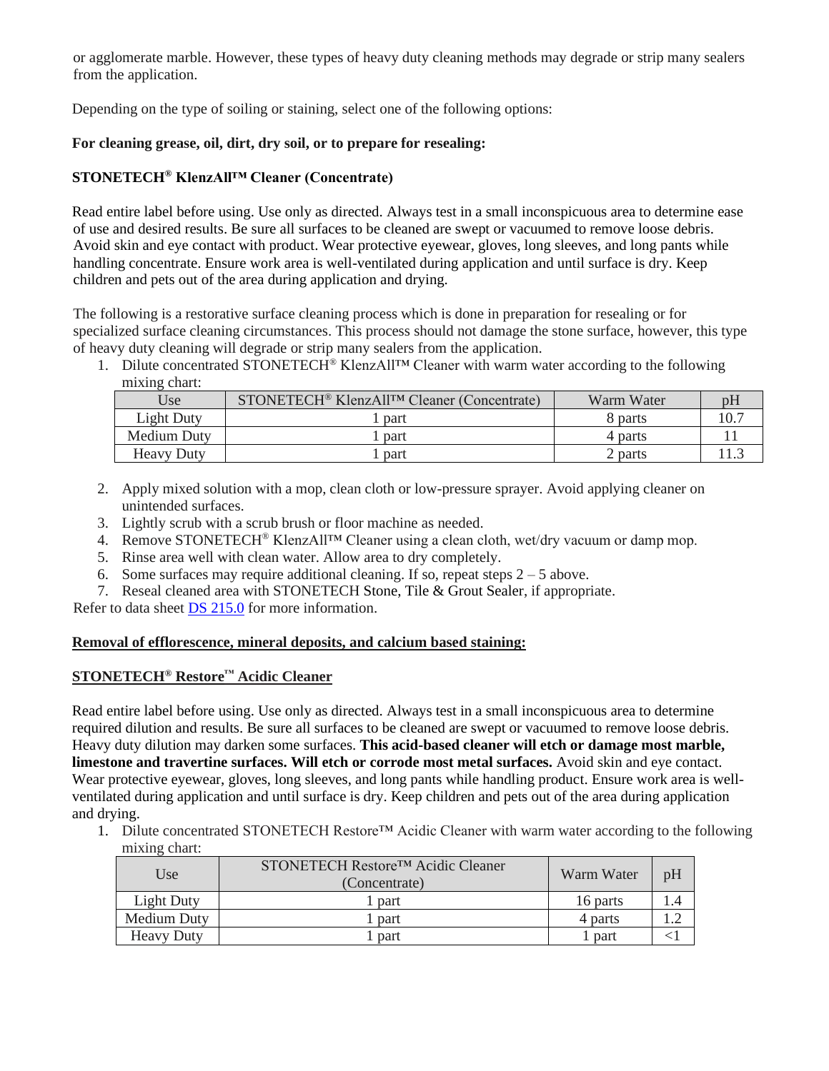or agglomerate marble. However, these types of heavy duty cleaning methods may degrade or strip many sealers from the application.

Depending on the type of soiling or staining, select one of the following options:

**For cleaning grease, oil, dirt, dry soil, or to prepare for resealing:**

**STONETECH® KlenzAll™ Cleaner (Concentrate)**

Read entire label before using. Use only as directed. Always test in a small inconspicuous area to determine ease of use and desired results. Be sure all surfaces to be cleaned are swept or vacuumed to remove loose debris. Avoid skin and eye contact with product. Wear protective eyewear, gloves, long sleeves, and long pants while handling concentrate. Ensure work area is well-ventilated during application and until surface is dry. Keep children and pets out of the area during application and drying.

The following is a restorative surface cleaning process which is done in preparation for resealing or for specialized surface cleaning circumstances. This process should not damage the stone surface, however, this type of heavy duty cleaning will degrade or strip many sealers from the application.

1. Dilute concentrated STONETECH® KlenzAll™ Cleaner with warm water according to the following mixing chart:

| Use | STONETECH® KlenzAll™ Cleaner (Concentrate) | Warm Water | pH |
|---|---|---|---|
| Light Duty | 1 part | 8 parts | 10.7 |
| Medium Duty | 1 part | 4 parts | 11 |
| Heavy Duty | 1 part | 2 parts | 11.3 |

2. Apply mixed solution with a mop, clean cloth or low-pressure sprayer. Avoid applying cleaner on unintended surfaces.
3. Lightly scrub with a scrub brush or floor machine as needed.
4. Remove STONETECH® KlenzAll™ Cleaner using a clean cloth, wet/dry vacuum or damp mop.
5. Rinse area well with clean water. Allow area to dry completely.
6. Some surfaces may require additional cleaning. If so, repeat steps 2 – 5 above.
7. Reseal cleaned area with STONETECH Stone, Tile & Grout Sealer, if appropriate.

Refer to data sheet DS 215.0 for more information.

**Removal of efflorescence, mineral deposits, and calcium based staining:**

**STONETECH® Restore™ Acidic Cleaner**

Read entire label before using. Use only as directed. Always test in a small inconspicuous area to determine required dilution and results. Be sure all surfaces to be cleaned are swept or vacuumed to remove loose debris. Heavy duty dilution may darken some surfaces. **This acid-based cleaner will etch or damage most marble, limestone and travertine surfaces. Will etch or corrode most metal surfaces.** Avoid skin and eye contact. Wear protective eyewear, gloves, long sleeves, and long pants while handling product. Ensure work area is well-ventilated during application and until surface is dry. Keep children and pets out of the area during application and drying.

1. Dilute concentrated STONETECH Restore™ Acidic Cleaner with warm water according to the following mixing chart:

| Use | STONETECH Restore™ Acidic Cleaner (Concentrate) | Warm Water | pH |
|---|---|---|---|
| Light Duty | 1 part | 16 parts | 1.4 |
| Medium Duty | 1 part | 4 parts | 1.2 |
| Heavy Duty | 1 part | 1 part | <1 |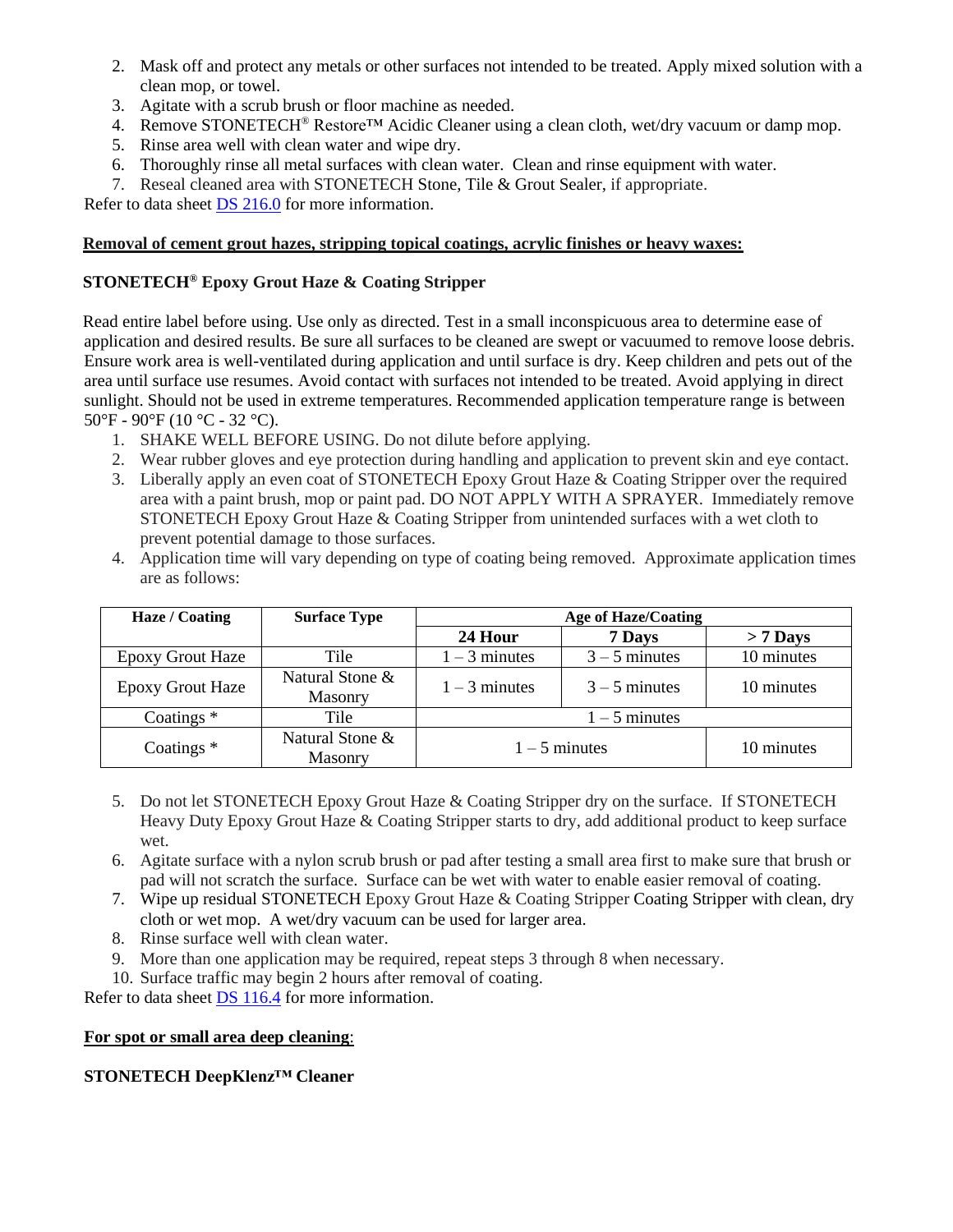2. Mask off and protect any metals or other surfaces not intended to be treated. Apply mixed solution with a clean mop, or towel.
3. Agitate with a scrub brush or floor machine as needed.
4. Remove STONETECH® Restore™ Acidic Cleaner using a clean cloth, wet/dry vacuum or damp mop.
5. Rinse area well with clean water and wipe dry.
6. Thoroughly rinse all metal surfaces with clean water. Clean and rinse equipment with water.
7. Reseal cleaned area with STONETECH Stone, Tile & Grout Sealer, if appropriate.

Refer to data sheet DS 216.0 for more information.

**Removal of cement grout hazes, stripping topical coatings, acrylic finishes or heavy waxes:**

**STONETECH® Epoxy Grout Haze & Coating Stripper**

Read entire label before using. Use only as directed. Test in a small inconspicuous area to determine ease of application and desired results. Be sure all surfaces to be cleaned are swept or vacuumed to remove loose debris. Ensure work area is well-ventilated during application and until surface is dry. Keep children and pets out of the area until surface use resumes. Avoid contact with surfaces not intended to be treated. Avoid applying in direct sunlight. Should not be used in extreme temperatures. Recommended application temperature range is between 50°F - 90°F (10 °C - 32 °C).

1. SHAKE WELL BEFORE USING. Do not dilute before applying.
2. Wear rubber gloves and eye protection during handling and application to prevent skin and eye contact.
3. Liberally apply an even coat of STONETECH Epoxy Grout Haze & Coating Stripper over the required area with a paint brush, mop or paint pad. DO NOT APPLY WITH A SPRAYER. Immediately remove STONETECH Epoxy Grout Haze & Coating Stripper from unintended surfaces with a wet cloth to prevent potential damage to those surfaces.
4. Application time will vary depending on type of coating being removed. Approximate application times are as follows:

| Haze / Coating | Surface Type | Age of Haze/Coating | | |
|---|---|---|---|---|
| | | 24 Hour | 7 Days | > 7 Days |
| Epoxy Grout Haze | Tile | 1 – 3 minutes | 3 – 5 minutes | 10 minutes |
| Epoxy Grout Haze | Natural Stone & Masonry | 1 – 3 minutes | 3 – 5 minutes | 10 minutes |
| Coatings * | Tile | 1 – 5 minutes | | |
| Coatings * | Natural Stone & Masonry | 1 – 5 minutes | | 10 minutes |

5. Do not let STONETECH Epoxy Grout Haze & Coating Stripper dry on the surface. If STONETECH Heavy Duty Epoxy Grout Haze & Coating Stripper starts to dry, add additional product to keep surface wet.
6. Agitate surface with a nylon scrub brush or pad after testing a small area first to make sure that brush or pad will not scratch the surface. Surface can be wet with water to enable easier removal of coating.
7. Wipe up residual STONETECH Epoxy Grout Haze & Coating Stripper Coating Stripper with clean, dry cloth or wet mop. A wet/dry vacuum can be used for larger area.
8. Rinse surface well with clean water.
9. More than one application may be required, repeat steps 3 through 8 when necessary.
10. Surface traffic may begin 2 hours after removal of coating.

Refer to data sheet DS 116.4 for more information.

**For spot or small area deep cleaning**:

**STONETECH DeepKlenz™ Cleaner**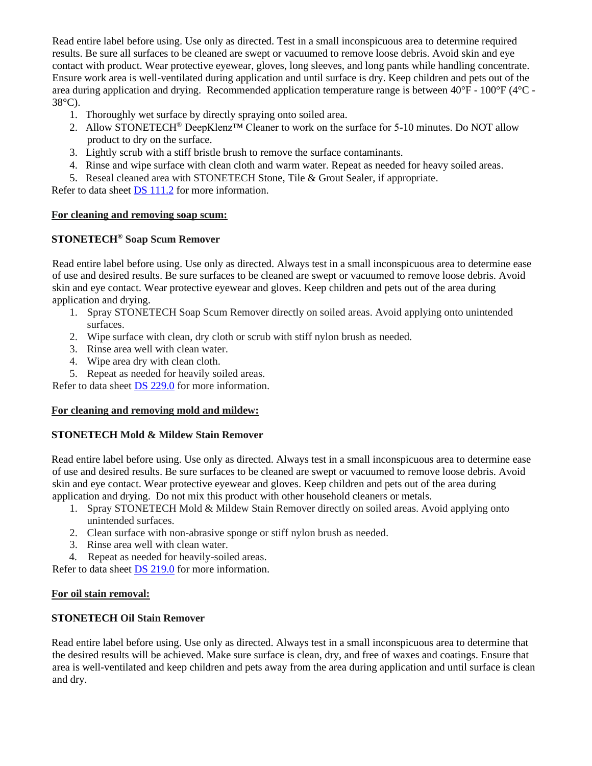Read entire label before using. Use only as directed. Test in a small inconspicuous area to determine required results. Be sure all surfaces to be cleaned are swept or vacuumed to remove loose debris. Avoid skin and eye contact with product. Wear protective eyewear, gloves, long sleeves, and long pants while handling concentrate. Ensure work area is well-ventilated during application and until surface is dry. Keep children and pets out of the area during application and drying. Recommended application temperature range is between 40°F - 100°F (4°C - 38°C).

1. Thoroughly wet surface by directly spraying onto soiled area.
2. Allow STONETECH® DeepKlenz™ Cleaner to work on the surface for 5-10 minutes. Do NOT allow product to dry on the surface.
3. Lightly scrub with a stiff bristle brush to remove the surface contaminants.
4. Rinse and wipe surface with clean cloth and warm water. Repeat as needed for heavy soiled areas.
5. Reseal cleaned area with STONETECH Stone, Tile & Grout Sealer, if appropriate.

Refer to data sheet DS 111.2 for more information.

**For cleaning and removing soap scum:**

**STONETECH® Soap Scum Remover**

Read entire label before using. Use only as directed. Always test in a small inconspicuous area to determine ease of use and desired results. Be sure surfaces to be cleaned are swept or vacuumed to remove loose debris. Avoid skin and eye contact. Wear protective eyewear and gloves. Keep children and pets out of the area during application and drying.

1. Spray STONETECH Soap Scum Remover directly on soiled areas. Avoid applying onto unintended surfaces.
2. Wipe surface with clean, dry cloth or scrub with stiff nylon brush as needed.
3. Rinse area well with clean water.
4. Wipe area dry with clean cloth.
5. Repeat as needed for heavily soiled areas.

Refer to data sheet DS 229.0 for more information.

**For cleaning and removing mold and mildew:**

**STONETECH Mold & Mildew Stain Remover**

Read entire label before using. Use only as directed. Always test in a small inconspicuous area to determine ease of use and desired results. Be sure surfaces to be cleaned are swept or vacuumed to remove loose debris. Avoid skin and eye contact. Wear protective eyewear and gloves. Keep children and pets out of the area during application and drying. Do not mix this product with other household cleaners or metals.

1. Spray STONETECH Mold & Mildew Stain Remover directly on soiled areas. Avoid applying onto unintended surfaces.
2. Clean surface with non-abrasive sponge or stiff nylon brush as needed.
3. Rinse area well with clean water.
4. Repeat as needed for heavily-soiled areas.

Refer to data sheet DS 219.0 for more information.

**For oil stain removal:**

**STONETECH Oil Stain Remover**

Read entire label before using. Use only as directed. Always test in a small inconspicuous area to determine that the desired results will be achieved. Make sure surface is clean, dry, and free of waxes and coatings. Ensure that area is well-ventilated and keep children and pets away from the area during application and until surface is clean and dry.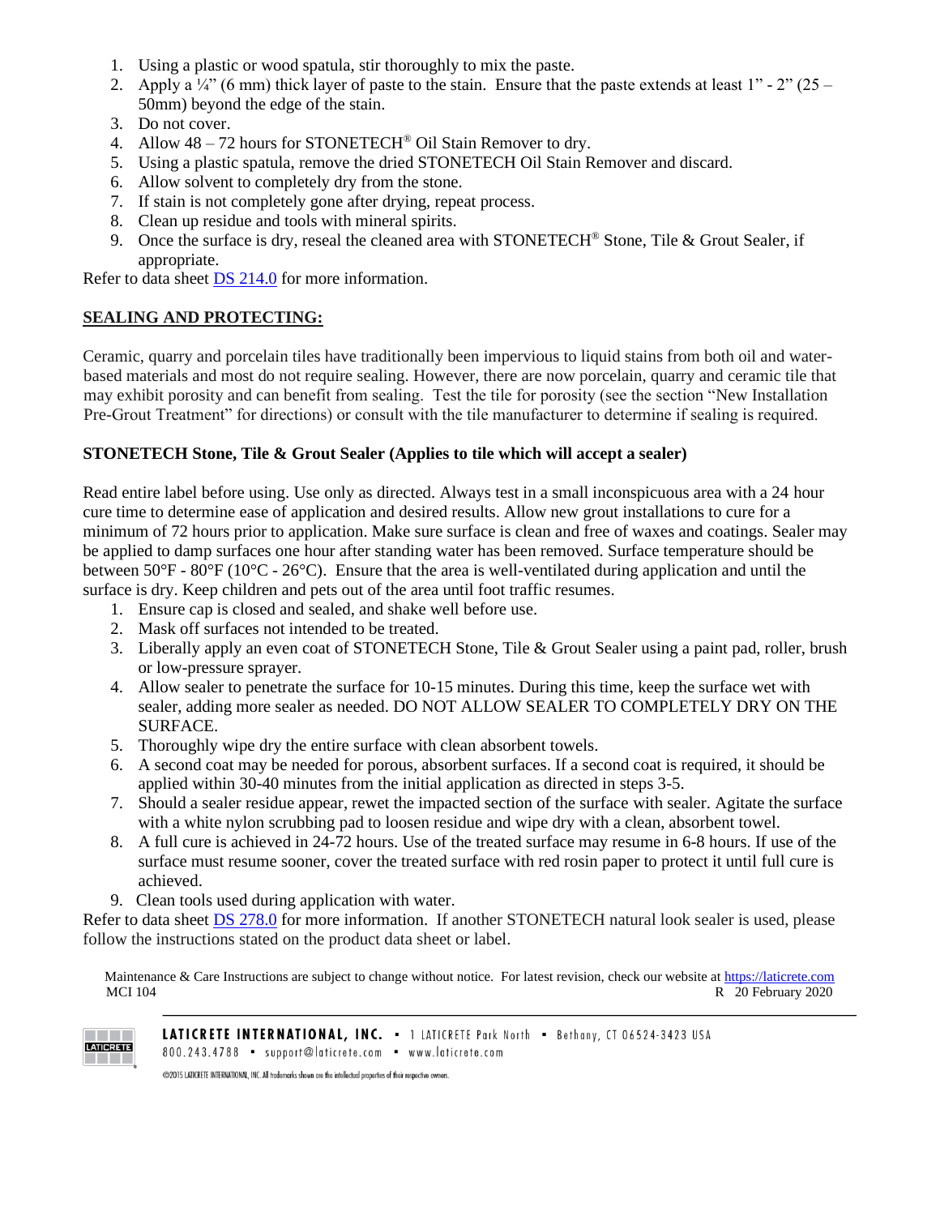1. Using a plastic or wood spatula, stir thoroughly to mix the paste.
2. Apply a ¼" (6 mm) thick layer of paste to the stain. Ensure that the paste extends at least 1" - 2" (25 – 50mm) beyond the edge of the stain.
3. Do not cover.
4. Allow 48 – 72 hours for STONETECH® Oil Stain Remover to dry.
5. Using a plastic spatula, remove the dried STONETECH Oil Stain Remover and discard.
6. Allow solvent to completely dry from the stone.
7. If stain is not completely gone after drying, repeat process.
8. Clean up residue and tools with mineral spirits.
9. Once the surface is dry, reseal the cleaned area with STONETECH® Stone, Tile & Grout Sealer, if appropriate.

Refer to data sheet DS 214.0 for more information.

## SEALING AND PROTECTING:

Ceramic, quarry and porcelain tiles have traditionally been impervious to liquid stains from both oil and water-based materials and most do not require sealing. However, there are now porcelain, quarry and ceramic tile that may exhibit porosity and can benefit from sealing. Test the tile for porosity (see the section "New Installation Pre-Grout Treatment" for directions) or consult with the tile manufacturer to determine if sealing is required.

### STONETECH Stone, Tile & Grout Sealer (Applies to tile which will accept a sealer)

Read entire label before using. Use only as directed. Always test in a small inconspicuous area with a 24 hour cure time to determine ease of application and desired results. Allow new grout installations to cure for a minimum of 72 hours prior to application. Make sure surface is clean and free of waxes and coatings. Sealer may be applied to damp surfaces one hour after standing water has been removed. Surface temperature should be between 50°F - 80°F (10°C - 26°C). Ensure that the area is well-ventilated during application and until the surface is dry. Keep children and pets out of the area until foot traffic resumes.

1. Ensure cap is closed and sealed, and shake well before use.
2. Mask off surfaces not intended to be treated.
3. Liberally apply an even coat of STONETECH Stone, Tile & Grout Sealer using a paint pad, roller, brush or low-pressure sprayer.
4. Allow sealer to penetrate the surface for 10-15 minutes. During this time, keep the surface wet with sealer, adding more sealer as needed. DO NOT ALLOW SEALER TO COMPLETELY DRY ON THE SURFACE.
5. Thoroughly wipe dry the entire surface with clean absorbent towels.
6. A second coat may be needed for porous, absorbent surfaces. If a second coat is required, it should be applied within 30-40 minutes from the initial application as directed in steps 3-5.
7. Should a sealer residue appear, rewet the impacted section of the surface with sealer. Agitate the surface with a white nylon scrubbing pad to loosen residue and wipe dry with a clean, absorbent towel.
8. A full cure is achieved in 24-72 hours. Use of the treated surface may resume in 6-8 hours. If use of the surface must resume sooner, cover the treated surface with red rosin paper to protect it until full cure is achieved.
9. Clean tools used during application with water.

Refer to data sheet DS 278.0 for more information. If another STONETECH natural look sealer is used, please follow the instructions stated on the product data sheet or label.

Maintenance & Care Instructions are subject to change without notice. For latest revision, check our website at https://laticrete.com
MCI 104 R 20 February 2020

LATICRETE INTERNATIONAL, INC. ▪ 1 LATICRETE Park North ▪ Bethany, CT 06524-3423 USA
800.243.4788 ▪ support@laticrete.com ▪ www.laticrete.com

©2015 LATICRETE INTERNATIONAL, INC. All trademarks shown are the intellectual properties of their respective owners.